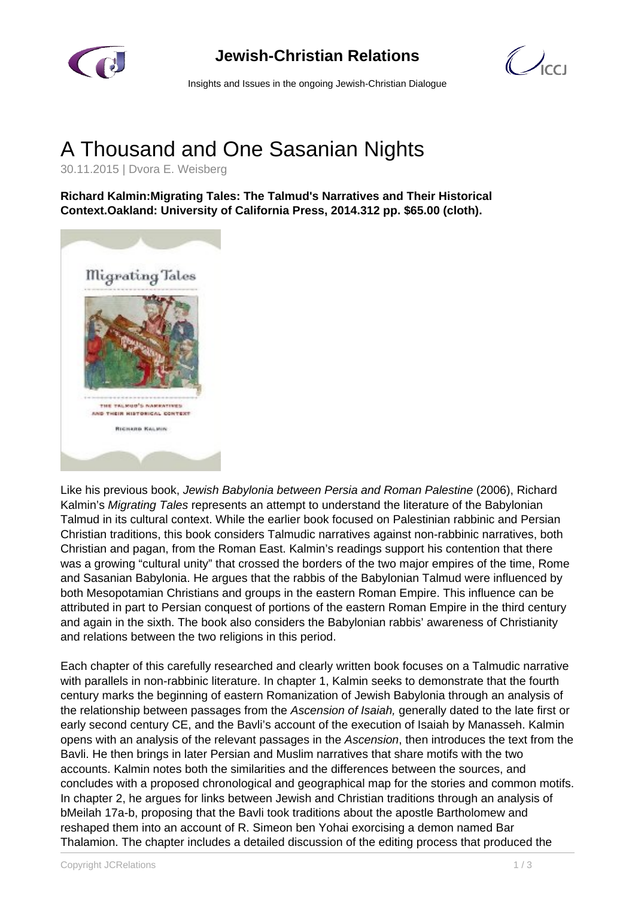# A Thousand and One Sasanian Nights

30.11.2015 | Dvora E. Weisberg

**Richard Kalmin:Migrating Tales: The Talmud's Narratives and Their Historical Context.Oakland: University of California Press, 2014.312 pp. $65.00 (cloth).**

Like his previous book, *Jewish Babylonia between Persia and Roman Palestine* (2006), Richard Kalmin's *Migrating Tales* represents an attempt to understand the literature of the Babylonian Talmud in its cultural context. While the earlier book focused on Palestinian rabbinic and Persian Christian traditions, this book considers Talmudic narratives against non-rabbinic narratives, both Christian and pagan, from the Roman East. Kalmin's readings support his contention that there was a growing "cultural unity" that crossed the borders of the two major empires of the time, Rome and Sasanian Babylonia. He argues that the rabbis of the Babylonian Talmud were influenced by both Mesopotamian Christians and groups in the eastern Roman Empire. This influence can be attributed in part to Persian conquest of portions of the eastern Roman Empire in the third century and again in the sixth. The book also considers the Babylonian rabbis' awareness of Christianity and relations between the two religions in this period.

Each chapter of this carefully researched and clearly written book focuses on a Talmudic narrative with parallels in non-rabbinic literature. In chapter 1, Kalmin seeks to demonstrate that the fourth century marks the beginning of eastern Romanization of Jewish Babylonia through an analysis of the relationship between passages from the *Ascension of Isaiah,* generally dated to the late first or early second century CE, and the Bavli's account of the execution of Isaiah by Manasseh. Kalmin opens with an analysis of the relevant passages in the *Ascension*, then introduces the text from the Bavli. He then brings in later Persian and Muslim narratives that share motifs with the two accounts. Kalmin notes both the similarities and the differences between the sources, and concludes with a proposed chronological and geographical map for the stories and common motifs. In chapter 2, he argues for links between Jewish and Christian traditions through an analysis of bMeilah 17a-b, proposing that the Bavli took traditions about the apostle Bartholomew and reshaped them into an account of R. Simeon ben Yohai exorcising a demon named Bar Thalamion. The chapter includes a detailed discussion of the editing process that produced the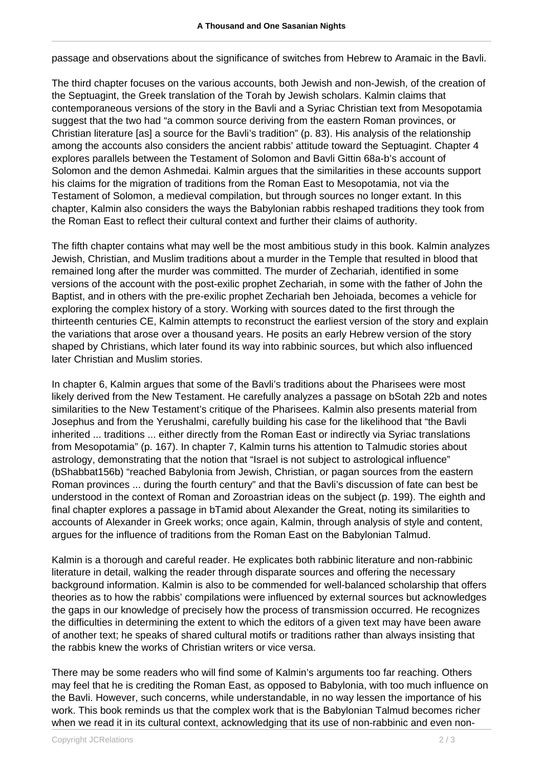passage and observations about the significance of switches from Hebrew to Aramaic in the Bavli.

The third chapter focuses on the various accounts, both Jewish and non-Jewish, of the creation of the Septuagint, the Greek translation of the Torah by Jewish scholars. Kalmin claims that contemporaneous versions of the story in the Bavli and a Syriac Christian text from Mesopotamia suggest that the two had "a common source deriving from the eastern Roman provinces, or Christian literature [as] a source for the Bavli's tradition" (p. 83). His analysis of the relationship among the accounts also considers the ancient rabbis' attitude toward the Septuagint. Chapter 4 explores parallels between the Testament of Solomon and Bavli Gittin 68a-b's account of Solomon and the demon Ashmedai. Kalmin argues that the similarities in these accounts support his claims for the migration of traditions from the Roman East to Mesopotamia, not via the Testament of Solomon, a medieval compilation, but through sources no longer extant. In this chapter, Kalmin also considers the ways the Babylonian rabbis reshaped traditions they took from the Roman East to reflect their cultural context and further their claims of authority.

The fifth chapter contains what may well be the most ambitious study in this book. Kalmin analyzes Jewish, Christian, and Muslim traditions about a murder in the Temple that resulted in blood that remained long after the murder was committed. The murder of Zechariah, identified in some versions of the account with the post-exilic prophet Zechariah, in some with the father of John the Baptist, and in others with the pre-exilic prophet Zechariah ben Jehoiada, becomes a vehicle for exploring the complex history of a story. Working with sources dated to the first through the thirteenth centuries CE, Kalmin attempts to reconstruct the earliest version of the story and explain the variations that arose over a thousand years. He posits an early Hebrew version of the story shaped by Christians, which later found its way into rabbinic sources, but which also influenced later Christian and Muslim stories.

In chapter 6, Kalmin argues that some of the Bavli's traditions about the Pharisees were most likely derived from the New Testament. He carefully analyzes a passage on bSotah 22b and notes similarities to the New Testament's critique of the Pharisees. Kalmin also presents material from Josephus and from the Yerushalmi, carefully building his case for the likelihood that "the Bavli inherited ... traditions ... either directly from the Roman East or indirectly via Syriac translations from Mesopotamia" (p. 167). In chapter 7, Kalmin turns his attention to Talmudic stories about astrology, demonstrating that the notion that "Israel is not subject to astrological influence" (bShabbat156b) "reached Babylonia from Jewish, Christian, or pagan sources from the eastern Roman provinces ... during the fourth century" and that the Bavli's discussion of fate can best be understood in the context of Roman and Zoroastrian ideas on the subject (p. 199). The eighth and final chapter explores a passage in bTamid about Alexander the Great, noting its similarities to accounts of Alexander in Greek works; once again, Kalmin, through analysis of style and content, argues for the influence of traditions from the Roman East on the Babylonian Talmud.

Kalmin is a thorough and careful reader. He explicates both rabbinic literature and non-rabbinic literature in detail, walking the reader through disparate sources and offering the necessary background information. Kalmin is also to be commended for well-balanced scholarship that offers theories as to how the rabbis' compilations were influenced by external sources but acknowledges the gaps in our knowledge of precisely how the process of transmission occurred. He recognizes the difficulties in determining the extent to which the editors of a given text may have been aware of another text; he speaks of shared cultural motifs or traditions rather than always insisting that the rabbis knew the works of Christian writers or vice versa.

There may be some readers who will find some of Kalmin's arguments too far reaching. Others may feel that he is crediting the Roman East, as opposed to Babylonia, with too much influence on the Bavli. However, such concerns, while understandable, in no way lessen the importance of his work. This book reminds us that the complex work that is the Babylonian Talmud becomes richer when we read it in its cultural context, acknowledging that its use of non-rabbinic and even non-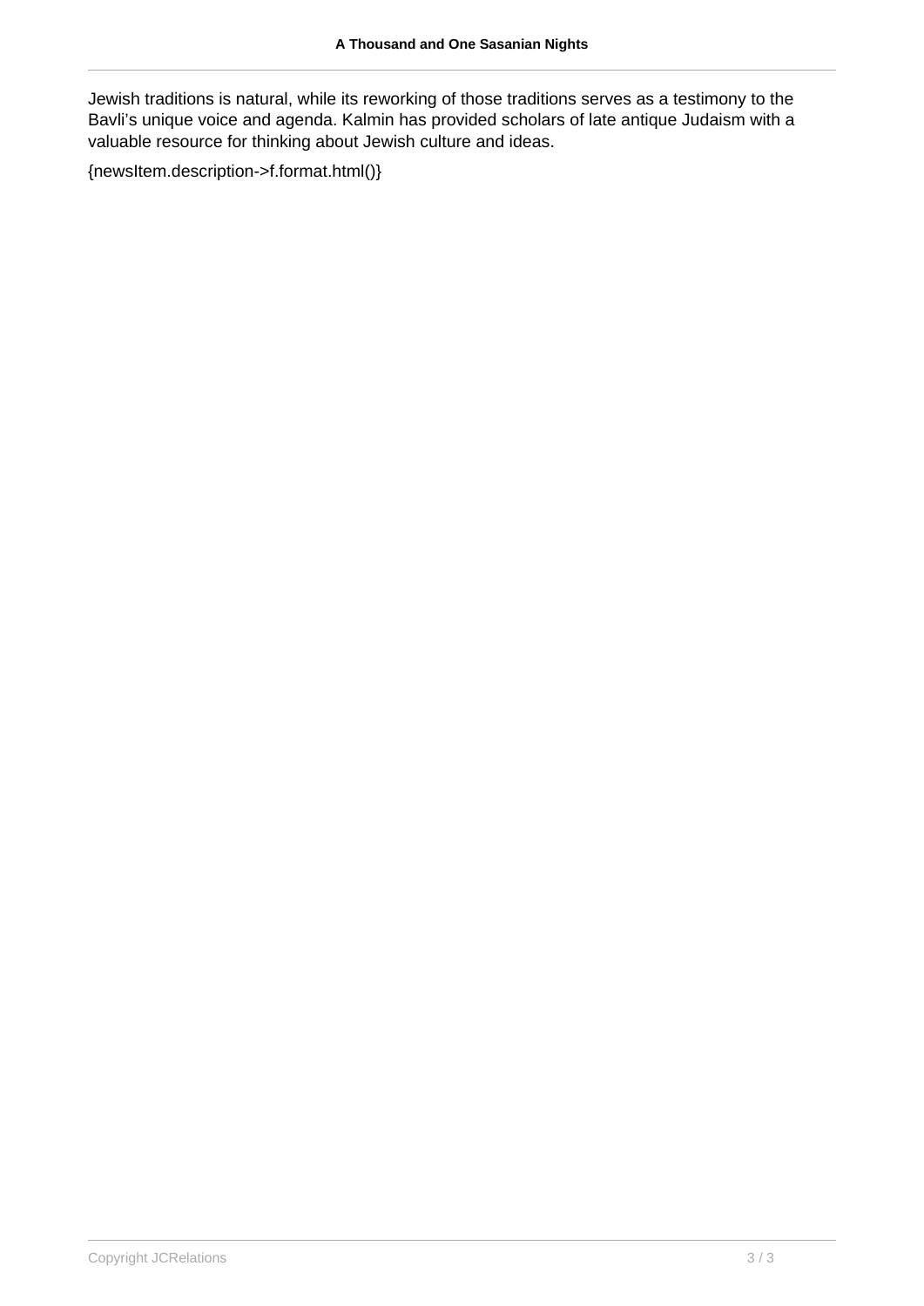Jewish traditions is natural, while its reworking of those traditions serves as a testimony to the Bavli's unique voice and agenda. Kalmin has provided scholars of late antique Judaism with a valuable resource for thinking about Jewish culture and ideas.

{newsItem.description->f.format.html()}